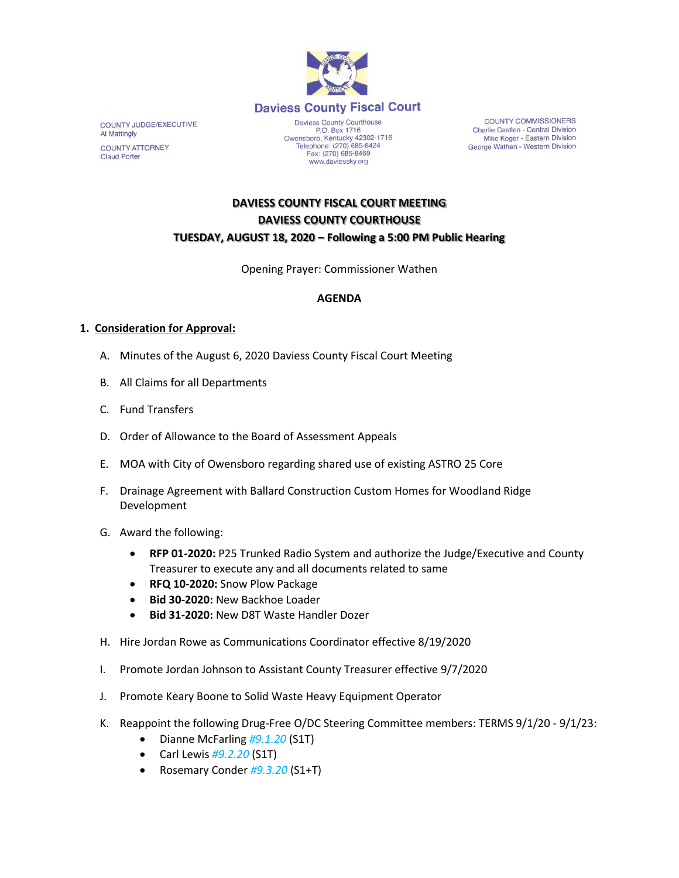Daviess County Fiscal Court

COUNTY JUDGE/EXECUTIVE
Al Mattingly

COUNTY ATTORNEY
Claud Porter

Daviess County Courthouse
P.O. Box 1716
Owensboro, Kentucky 42302-1716
Telephone: (270) 685-8424
Fax: (270) 685-8469
www.daviessky.org

COUNTY COMMISSIONERS
Charlie Castlen - Central Division
Mike Koger - Eastern Division
George Wathen - Western Division

**DAVIESS COUNTY FISCAL COURT MEETING**
**DAVIESS COUNTY COURTHOUSE**
**TUESDAY, AUGUST 18, 2020 – Following a 5:00 PM Public Hearing**

Opening Prayer: Commissioner Wathen

**AGENDA**

1. **Consideration for Approval:**

   A. Minutes of the August 6, 2020 Daviess County Fiscal Court Meeting

   B. All Claims for all Departments

   C. Fund Transfers

   D. Order of Allowance to the Board of Assessment Appeals

   E. MOA with City of Owensboro regarding shared use of existing ASTRO 25 Core

   F. Drainage Agreement with Ballard Construction Custom Homes for Woodland Ridge Development

   G. Award the following:
      - **RFP 01-2020:** P25 Trunked Radio System and authorize the Judge/Executive and County Treasurer to execute any and all documents related to same
      - **RFQ 10-2020:** Snow Plow Package
      - **Bid 30-2020:** New Backhoe Loader
      - **Bid 31-2020:** New D8T Waste Handler Dozer

   H. Hire Jordan Rowe as Communications Coordinator effective 8/19/2020

   I. Promote Jordan Johnson to Assistant County Treasurer effective 9/7/2020

   J. Promote Keary Boone to Solid Waste Heavy Equipment Operator

   K. Reappoint the following Drug-Free O/DC Steering Committee members: TERMS 9/1/20 - 9/1/23:
      - Dianne McFarling *#9.1.20* (S1T)
      - Carl Lewis *#9.2.20* (S1T)
      - Rosemary Conder *#9.3.20* (S1+T)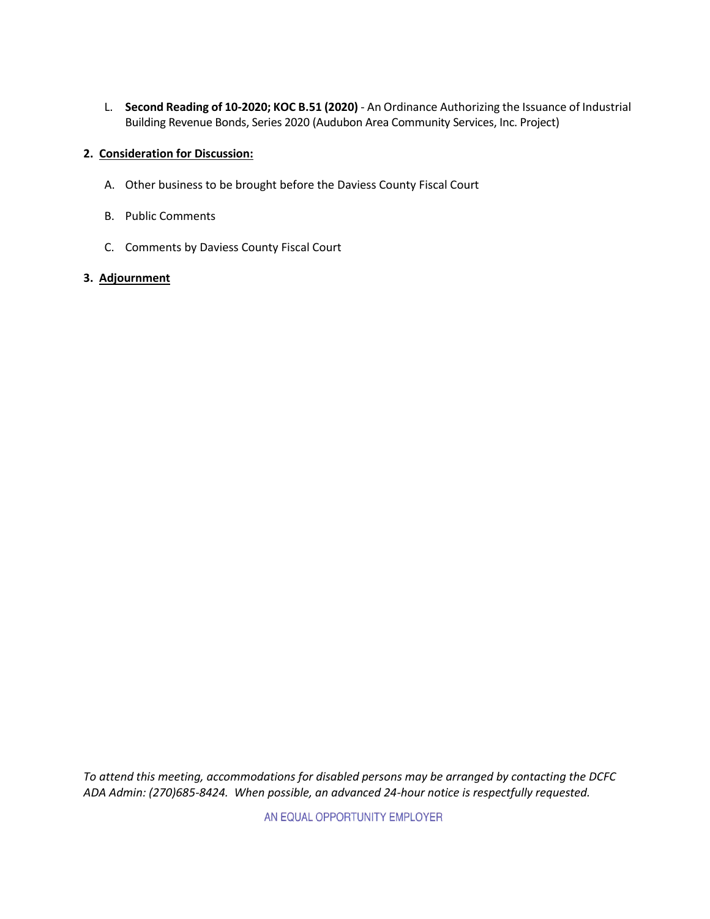L. **Second Reading of 10-2020; KOC B.51 (2020)** - An Ordinance Authorizing the Issuance of Industrial Building Revenue Bonds, Series 2020 (Audubon Area Community Services, Inc. Project)

**2. Consideration for Discussion:**

A. Other business to be brought before the Daviess County Fiscal Court

B. Public Comments

C. Comments by Daviess County Fiscal Court

**3. Adjournment**

*To attend this meeting, accommodations for disabled persons may be arranged by contacting the DCFC ADA Admin: (270)685-8424. When possible, an advanced 24-hour notice is respectfully requested.*

AN EQUAL OPPORTUNITY EMPLOYER